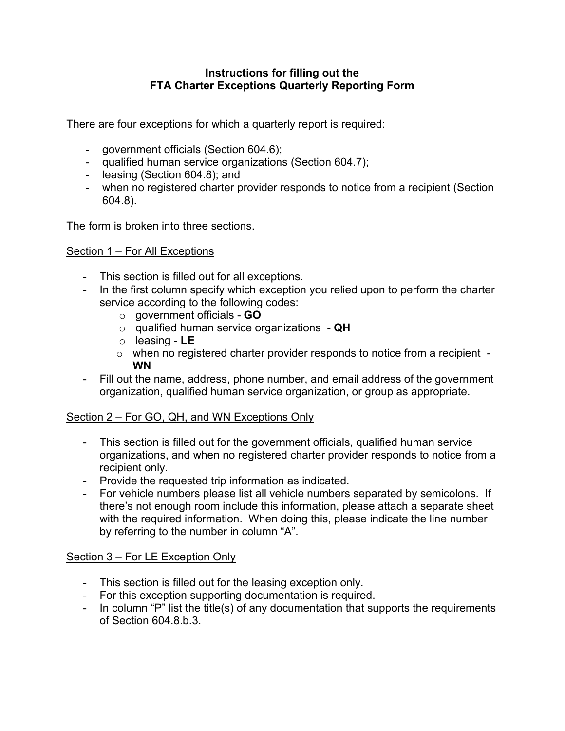# Instructions for filling out the FTA Charter Exceptions Quarterly Reporting Form

There are four exceptions for which a quarterly report is required:

- government officials (Section 604.6);
- qualified human service organizations (Section 604.7);
- leasing (Section 604.8); and
- when no registered charter provider responds to notice from a recipient (Section 604.8).

The form is broken into three sections.

## Section 1 – For All Exceptions

- This section is filled out for all exceptions.
- In the first column specify which exception you relied upon to perform the charter service according to the following codes:
  - government officials - **GO**
  - qualified human service organizations - **QH**
  - leasing - **LE**
  - when no registered charter provider responds to notice from a recipient - **WN**
- Fill out the name, address, phone number, and email address of the government organization, qualified human service organization, or group as appropriate.

## Section 2 – For GO, QH, and WN Exceptions Only

- This section is filled out for the government officials, qualified human service organizations, and when no registered charter provider responds to notice from a recipient only.
- Provide the requested trip information as indicated.
- For vehicle numbers please list all vehicle numbers separated by semicolons. If there's not enough room include this information, please attach a separate sheet with the required information. When doing this, please indicate the line number by referring to the number in column "A".

## Section 3 – For LE Exception Only

- This section is filled out for the leasing exception only.
- For this exception supporting documentation is required.
- In column "P" list the title(s) of any documentation that supports the requirements of Section 604.8.b.3.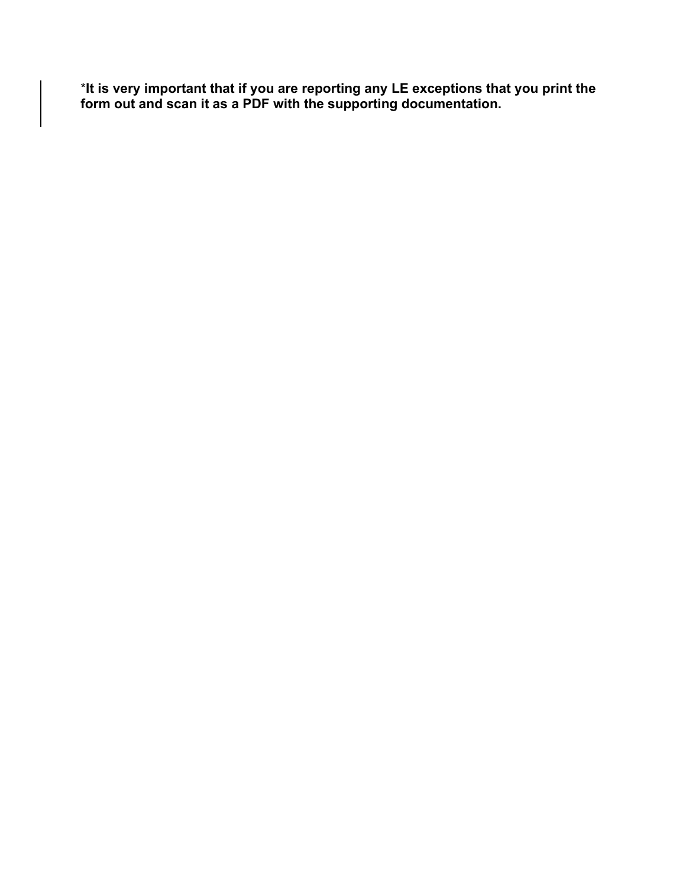**\*It is very important that if you are reporting any LE exceptions that you print the form out and scan it as a PDF with the supporting documentation.**